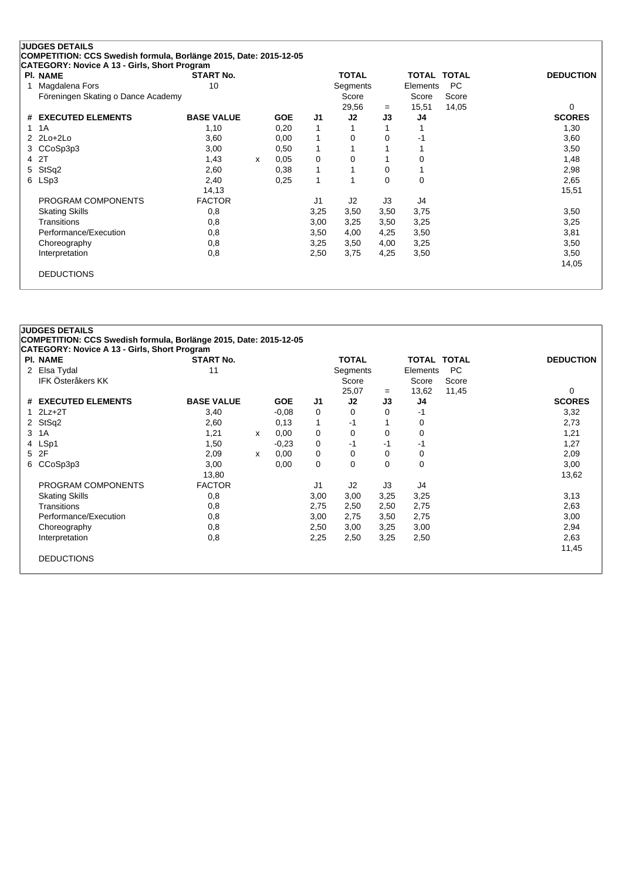## JUDGES DETAILS

**COMPETITION: CCS Swedish formula, Borlänge 2015, Date: 2015-12-05**

**CATEGORY: Novice A 13 - Girls, Short Program**

| Pl. | NAME | START No. | TOTAL Segments Score | = | TOTAL Elements Score | TOTAL PC Score | DEDUCTION |
|---|---|---|---|---|---|---|---|
| 1 | Magdalena Fors<br>Föreningen Skating o Dance Academy | 10 | 29,56 | = | 15,51 | 14,05 | 0 |

| # | EXECUTED ELEMENTS | BASE VALUE | | GOE | J1 | J2 | J3 | J4 | SCORES |
|---|---|---|---|---|---|---|---|---|---|
| 1 | 1A | 1,10 | | 0,20 | 1 | 1 | 1 | 1 | 1,30 |
| 2 | 2Lo+2Lo | 3,60 | | 0,00 | 1 | 0 | 0 | -1 | 3,60 |
| 3 | CCoSp3p3 | 3,00 | | 0,50 | 1 | 1 | 1 | 1 | 3,50 |
| 4 | 2T | 1,43 | x | 0,05 | 0 | 0 | 1 | 0 | 1,48 |
| 5 | StSq2 | 2,60 | | 0,38 | 1 | 1 | 0 | 1 | 2,98 |
| 6 | LSp3 | 2,40 | | 0,25 | 1 | 1 | 0 | 0 | 2,65 |
| | | 14,13 | | | | | | | 15,51 |

| PROGRAM COMPONENTS | FACTOR | J1 | J2 | J3 | J4 | |
|---|---|---|---|---|---|---|
| Skating Skills | 0,8 | 3,25 | 3,50 | 3,50 | 3,75 | 3,50 |
| Transitions | 0,8 | 3,00 | 3,25 | 3,50 | 3,25 | 3,25 |
| Performance/Execution | 0,8 | 3,50 | 4,00 | 4,25 | 3,50 | 3,81 |
| Choreography | 0,8 | 3,25 | 3,50 | 4,00 | 3,25 | 3,50 |
| Interpretation | 0,8 | 2,50 | 3,75 | 4,25 | 3,50 | 3,50 |
| | | | | | | 14,05 |

DEDUCTIONS

## JUDGES DETAILS

**COMPETITION: CCS Swedish formula, Borlänge 2015, Date: 2015-12-05**

**CATEGORY: Novice A 13 - Girls, Short Program**

| Pl. | NAME | START No. | TOTAL Segments Score | = | TOTAL Elements Score | TOTAL PC Score | DEDUCTION |
|---|---|---|---|---|---|---|---|
| 2 | Elsa Tydal<br>IFK Österåkers KK | 11 | 25,07 | = | 13,62 | 11,45 | 0 |

| # | EXECUTED ELEMENTS | BASE VALUE | | GOE | J1 | J2 | J3 | J4 | SCORES |
|---|---|---|---|---|---|---|---|---|---|
| 1 | 2Lz+2T | 3,40 | | -0,08 | 0 | 0 | 0 | -1 | 3,32 |
| 2 | StSq2 | 2,60 | | 0,13 | 1 | -1 | 1 | 0 | 2,73 |
| 3 | 1A | 1,21 | x | 0,00 | 0 | 0 | 0 | 0 | 1,21 |
| 4 | LSp1 | 1,50 | | -0,23 | 0 | -1 | -1 | -1 | 1,27 |
| 5 | 2F | 2,09 | x | 0,00 | 0 | 0 | 0 | 0 | 2,09 |
| 6 | CCoSp3p3 | 3,00 | | 0,00 | 0 | 0 | 0 | 0 | 3,00 |
| | | 13,80 | | | | | | | 13,62 |

| PROGRAM COMPONENTS | FACTOR | J1 | J2 | J3 | J4 | |
|---|---|---|---|---|---|---|
| Skating Skills | 0,8 | 3,00 | 3,00 | 3,25 | 3,25 | 3,13 |
| Transitions | 0,8 | 2,75 | 2,50 | 2,50 | 2,75 | 2,63 |
| Performance/Execution | 0,8 | 3,00 | 2,75 | 3,50 | 2,75 | 3,00 |
| Choreography | 0,8 | 2,50 | 3,00 | 3,25 | 3,00 | 2,94 |
| Interpretation | 0,8 | 2,25 | 2,50 | 3,25 | 2,50 | 2,63 |
| | | | | | | 11,45 |

DEDUCTIONS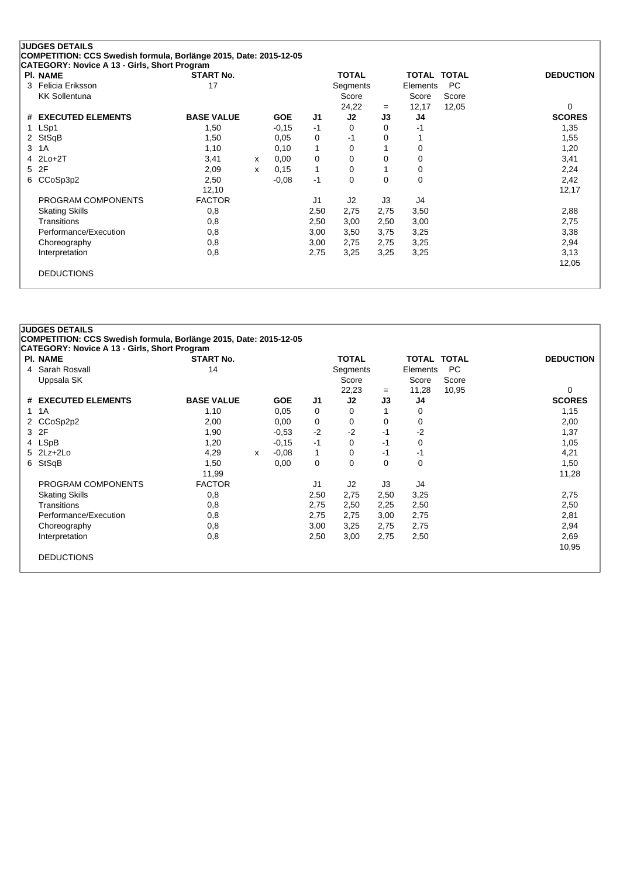**JUDGES DETAILS**

**COMPETITION: CCS Swedish formula, Borlänge 2015, Date: 2015-12-05**

**CATEGORY: Novice A 13 - Girls, Short Program**

| Pl. | NAME | START No. | | | | TOTAL Segments Score | | TOTAL Elements Score | TOTAL PC Score | DEDUCTION |
|---|---|---|---|---|---|---|---|---|---|---|
| 3 | Felicia Eriksson<br>KK Sollentuna | 17 | | | | 24,22 | = | 12,17 | 12,05 | 0 |

| # | EXECUTED ELEMENTS | BASE VALUE | | GOE | J1 | J2 | J3 | J4 | SCORES |
|---|---|---|---|---|---|---|---|---|---|
| 1 | LSp1 | 1,50 | | -0,15 | -1 | 0 | 0 | -1 | 1,35 |
| 2 | StSqB | 1,50 | | 0,05 | 0 | -1 | 0 | 1 | 1,55 |
| 3 | 1A | 1,10 | | 0,10 | 1 | 0 | 1 | 0 | 1,20 |
| 4 | 2Lo+2T | 3,41 | x | 0,00 | 0 | 0 | 0 | 0 | 3,41 |
| 5 | 2F | 2,09 | x | 0,15 | 1 | 0 | 1 | 0 | 2,24 |
| 6 | CCoSp3p2 | 2,50 | | -0,08 | -1 | 0 | 0 | 0 | 2,42 |
| | | 12,10 | | | | | | | 12,17 |

| PROGRAM COMPONENTS | FACTOR | J1 | J2 | J3 | J4 | |
|---|---|---|---|---|---|---|
| Skating Skills | 0,8 | 2,50 | 2,75 | 2,75 | 3,50 | 2,88 |
| Transitions | 0,8 | 2,50 | 3,00 | 2,50 | 3,00 | 2,75 |
| Performance/Execution | 0,8 | 3,00 | 3,50 | 3,75 | 3,25 | 3,38 |
| Choreography | 0,8 | 3,00 | 2,75 | 2,75 | 3,25 | 2,94 |
| Interpretation | 0,8 | 2,75 | 3,25 | 3,25 | 3,25 | 3,13 |
| | | | | | | 12,05 |

DEDUCTIONS

**JUDGES DETAILS**

**COMPETITION: CCS Swedish formula, Borlänge 2015, Date: 2015-12-05**

**CATEGORY: Novice A 13 - Girls, Short Program**

| Pl. | NAME | START No. | | | | TOTAL Segments Score | | TOTAL Elements Score | TOTAL PC Score | DEDUCTION |
|---|---|---|---|---|---|---|---|---|---|---|
| 4 | Sarah Rosvall<br>Uppsala SK | 14 | | | | 22,23 | = | 11,28 | 10,95 | 0 |

| # | EXECUTED ELEMENTS | BASE VALUE | | GOE | J1 | J2 | J3 | J4 | SCORES |
|---|---|---|---|---|---|---|---|---|---|
| 1 | 1A | 1,10 | | 0,05 | 0 | 0 | 1 | 0 | 1,15 |
| 2 | CCoSp2p2 | 2,00 | | 0,00 | 0 | 0 | 0 | 0 | 2,00 |
| 3 | 2F | 1,90 | | -0,53 | -2 | -2 | -1 | -2 | 1,37 |
| 4 | LSpB | 1,20 | | -0,15 | -1 | 0 | -1 | 0 | 1,05 |
| 5 | 2Lz+2Lo | 4,29 | x | -0,08 | 1 | 0 | -1 | -1 | 4,21 |
| 6 | StSqB | 1,50 | | 0,00 | 0 | 0 | 0 | 0 | 1,50 |
| | | 11,99 | | | | | | | 11,28 |

| PROGRAM COMPONENTS | FACTOR | J1 | J2 | J3 | J4 | |
|---|---|---|---|---|---|---|
| Skating Skills | 0,8 | 2,50 | 2,75 | 2,50 | 3,25 | 2,75 |
| Transitions | 0,8 | 2,75 | 2,50 | 2,25 | 2,50 | 2,50 |
| Performance/Execution | 0,8 | 2,75 | 2,75 | 3,00 | 2,75 | 2,81 |
| Choreography | 0,8 | 3,00 | 3,25 | 2,75 | 2,75 | 2,94 |
| Interpretation | 0,8 | 2,50 | 3,00 | 2,75 | 2,50 | 2,69 |
| | | | | | | 10,95 |

DEDUCTIONS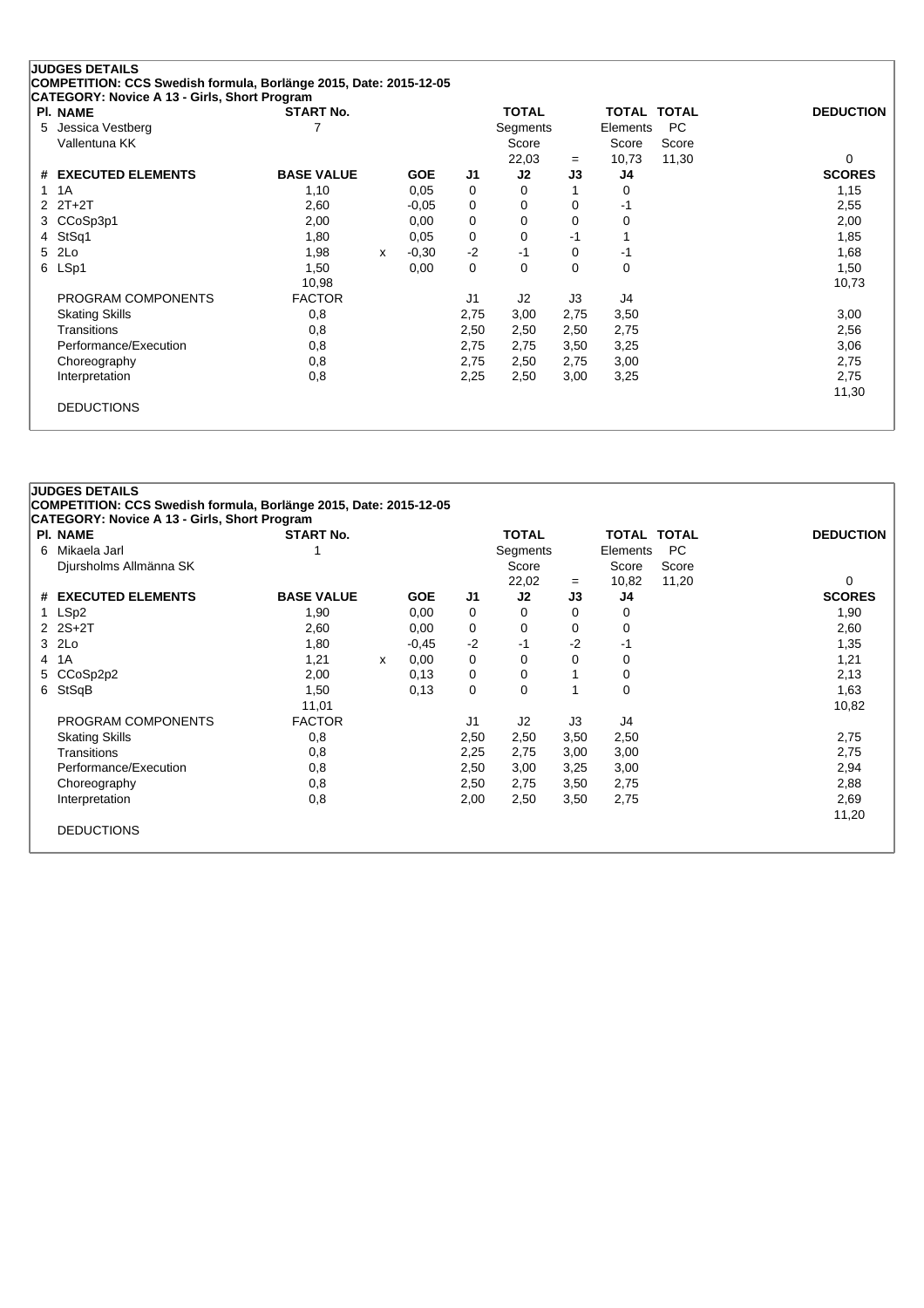## JUDGES DETAILS

**COMPETITION: CCS Swedish formula, Borlänge 2015, Date: 2015-12-05**

**CATEGORY: Novice A 13 - Girls, Short Program**

| Pl. | NAME | START No. | TOTAL Segments Score | = | TOTAL Elements Score | TOTAL PC Score | DEDUCTION |
|---|---|---|---|---|---|---|---|
| 5 | Jessica Vestberg<br>Vallentuna KK | 7 | 22,03 | = | 10,73 | 11,30 | 0 |

| # | EXECUTED ELEMENTS | BASE VALUE | | GOE | J1 | J2 | J3 | J4 | SCORES |
|---|---|---|---|---|---|---|---|---|---|
| 1 | 1A | 1,10 | | 0,05 | 0 | 0 | 1 | 0 | 1,15 |
| 2 | 2T+2T | 2,60 | | -0,05 | 0 | 0 | 0 | -1 | 2,55 |
| 3 | CCoSp3p1 | 2,00 | | 0,00 | 0 | 0 | 0 | 0 | 2,00 |
| 4 | StSq1 | 1,80 | | 0,05 | 0 | 0 | -1 | 1 | 1,85 |
| 5 | 2Lo | 1,98 | x | -0,30 | -2 | -1 | 0 | -1 | 1,68 |
| 6 | LSp1 | 1,50 | | 0,00 | 0 | 0 | 0 | 0 | 1,50 |
| | | 10,98 | | | | | | | 10,73 |
| | PROGRAM COMPONENTS | FACTOR | | | J1 | J2 | J3 | J4 | |
| | Skating Skills | 0,8 | | | 2,75 | 3,00 | 2,75 | 3,50 | 3,00 |
| | Transitions | 0,8 | | | 2,50 | 2,50 | 2,50 | 2,75 | 2,56 |
| | Performance/Execution | 0,8 | | | 2,75 | 2,75 | 3,50 | 3,25 | 3,06 |
| | Choreography | 0,8 | | | 2,75 | 2,50 | 2,75 | 3,00 | 2,75 |
| | Interpretation | 0,8 | | | 2,25 | 2,50 | 3,00 | 3,25 | 2,75 |
| | | | | | | | | | 11,30 |
| | DEDUCTIONS | | | | | | | | |

## JUDGES DETAILS

**COMPETITION: CCS Swedish formula, Borlänge 2015, Date: 2015-12-05**

**CATEGORY: Novice A 13 - Girls, Short Program**

| Pl. | NAME | START No. | TOTAL Segments Score | = | TOTAL Elements Score | TOTAL PC Score | DEDUCTION |
|---|---|---|---|---|---|---|---|
| 6 | Mikaela Jarl<br>Djursholms Allmänna SK | 1 | 22,02 | = | 10,82 | 11,20 | 0 |

| # | EXECUTED ELEMENTS | BASE VALUE | | GOE | J1 | J2 | J3 | J4 | SCORES |
|---|---|---|---|---|---|---|---|---|---|
| 1 | LSp2 | 1,90 | | 0,00 | 0 | 0 | 0 | 0 | 1,90 |
| 2 | 2S+2T | 2,60 | | 0,00 | 0 | 0 | 0 | 0 | 2,60 |
| 3 | 2Lo | 1,80 | | -0,45 | -2 | -1 | -2 | -1 | 1,35 |
| 4 | 1A | 1,21 | x | 0,00 | 0 | 0 | 0 | 0 | 1,21 |
| 5 | CCoSp2p2 | 2,00 | | 0,13 | 0 | 0 | 1 | 0 | 2,13 |
| 6 | StSqB | 1,50 | | 0,13 | 0 | 0 | 1 | 0 | 1,63 |
| | | 11,01 | | | | | | | 10,82 |
| | PROGRAM COMPONENTS | FACTOR | | | J1 | J2 | J3 | J4 | |
| | Skating Skills | 0,8 | | | 2,50 | 2,50 | 3,50 | 2,50 | 2,75 |
| | Transitions | 0,8 | | | 2,25 | 2,75 | 3,00 | 3,00 | 2,75 |
| | Performance/Execution | 0,8 | | | 2,50 | 3,00 | 3,25 | 3,00 | 2,94 |
| | Choreography | 0,8 | | | 2,50 | 2,75 | 3,50 | 2,75 | 2,88 |
| | Interpretation | 0,8 | | | 2,00 | 2,50 | 3,50 | 2,75 | 2,69 |
| | | | | | | | | | 11,20 |
| | DEDUCTIONS | | | | | | | | |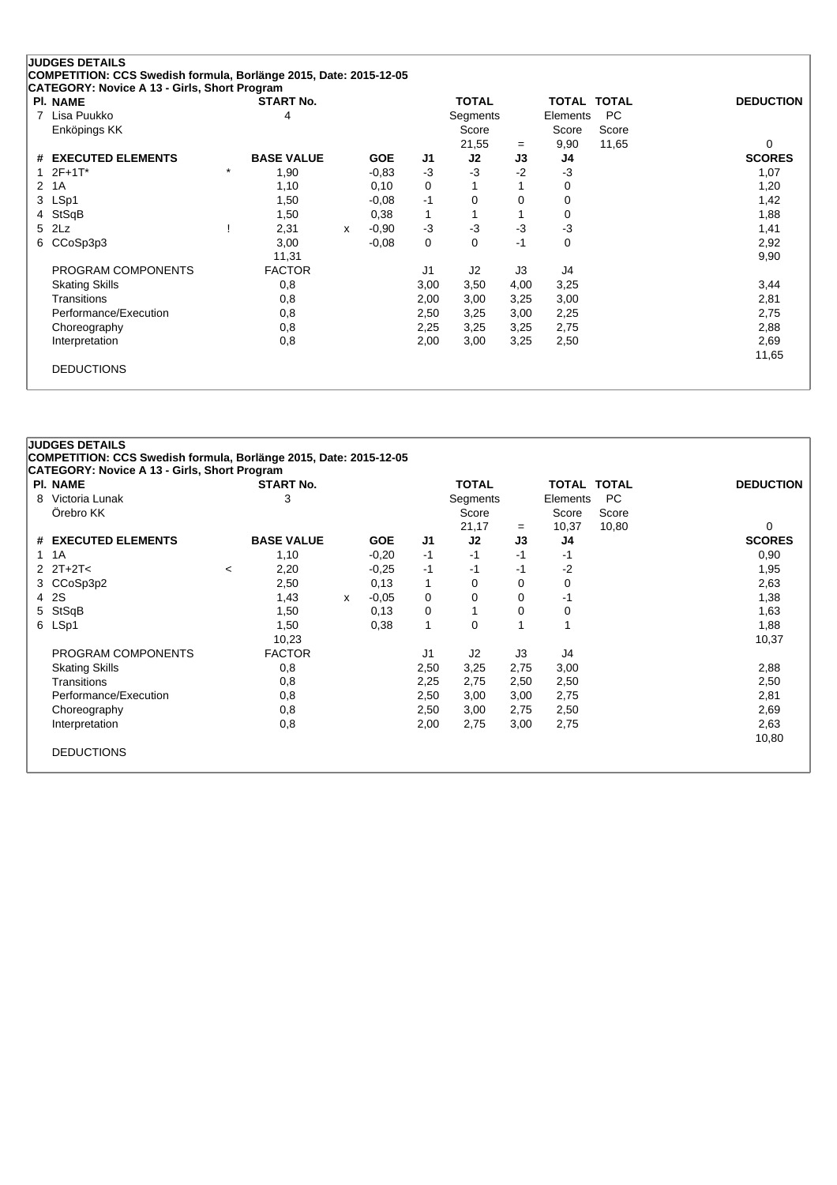**JUDGES DETAILS**
**COMPETITION: CCS Swedish formula, Borlänge 2015, Date: 2015-12-05**
**CATEGORY: Novice A 13 - Girls, Short Program**

| Pl. | NAME | | START No. | | | | TOTAL Segments Score | | TOTAL Elements Score | TOTAL PC Score | DEDUCTION |
|---|---|---|---|---|---|---|---|---|---|---|---|
| 7 | Lisa Puukko, Enköpings KK | | 4 | | | | 21,55 | = | 9,90 | 11,65 | 0 |

| # | EXECUTED ELEMENTS | | BASE VALUE | | GOE | J1 | J2 | J3 | J4 | SCORES |
|---|---|---|---|---|---|---|---|---|---|---|
| 1 | 2F+1T* | * | 1,90 | | -0,83 | -3 | -3 | -2 | -3 | 1,07 |
| 2 | 1A | | 1,10 | | 0,10 | 0 | 1 | 1 | 0 | 1,20 |
| 3 | LSp1 | | 1,50 | | -0,08 | -1 | 0 | 0 | 0 | 1,42 |
| 4 | StSqB | | 1,50 | | 0,38 | 1 | 1 | 1 | 0 | 1,88 |
| 5 | 2Lz | ! | 2,31 | x | -0,90 | -3 | -3 | -3 | -3 | 1,41 |
| 6 | CCoSp3p3 | | 3,00 | | -0,08 | 0 | 0 | -1 | 0 | 2,92 |
| | | | 11,31 | | | | | | | 9,90 |
| | PROGRAM COMPONENTS | | FACTOR | | | J1 | J2 | J3 | J4 | |
| | Skating Skills | | 0,8 | | | 3,00 | 3,50 | 4,00 | 3,25 | 3,44 |
| | Transitions | | 0,8 | | | 2,00 | 3,00 | 3,25 | 3,00 | 2,81 |
| | Performance/Execution | | 0,8 | | | 2,50 | 3,25 | 3,00 | 2,25 | 2,75 |
| | Choreography | | 0,8 | | | 2,25 | 3,25 | 3,25 | 2,75 | 2,88 |
| | Interpretation | | 0,8 | | | 2,00 | 3,00 | 3,25 | 2,50 | 2,69 |
| | | | | | | | | | | 11,65 |
| | DEDUCTIONS | | | | | | | | | |

**JUDGES DETAILS**
**COMPETITION: CCS Swedish formula, Borlänge 2015, Date: 2015-12-05**
**CATEGORY: Novice A 13 - Girls, Short Program**

| Pl. | NAME | | START No. | | | | TOTAL Segments Score | | TOTAL Elements Score | TOTAL PC Score | DEDUCTION |
|---|---|---|---|---|---|---|---|---|---|---|---|
| 8 | Victoria Lunak, Örebro KK | | 3 | | | | 21,17 | = | 10,37 | 10,80 | 0 |

| # | EXECUTED ELEMENTS | | BASE VALUE | | GOE | J1 | J2 | J3 | J4 | SCORES |
|---|---|---|---|---|---|---|---|---|---|---|
| 1 | 1A | | 1,10 | | -0,20 | -1 | -1 | -1 | -1 | 0,90 |
| 2 | 2T+2T< | < | 2,20 | | -0,25 | -1 | -1 | -1 | -2 | 1,95 |
| 3 | CCoSp3p2 | | 2,50 | | 0,13 | 1 | 0 | 0 | 0 | 2,63 |
| 4 | 2S | | 1,43 | x | -0,05 | 0 | 0 | 0 | -1 | 1,38 |
| 5 | StSqB | | 1,50 | | 0,13 | 0 | 1 | 0 | 0 | 1,63 |
| 6 | LSp1 | | 1,50 | | 0,38 | 1 | 0 | 1 | 1 | 1,88 |
| | | | 10,23 | | | | | | | 10,37 |
| | PROGRAM COMPONENTS | | FACTOR | | | J1 | J2 | J3 | J4 | |
| | Skating Skills | | 0,8 | | | 2,50 | 3,25 | 2,75 | 3,00 | 2,88 |
| | Transitions | | 0,8 | | | 2,25 | 2,75 | 2,50 | 2,50 | 2,50 |
| | Performance/Execution | | 0,8 | | | 2,50 | 3,00 | 3,00 | 2,75 | 2,81 |
| | Choreography | | 0,8 | | | 2,50 | 3,00 | 2,75 | 2,50 | 2,69 |
| | Interpretation | | 0,8 | | | 2,00 | 2,75 | 3,00 | 2,75 | 2,63 |
| | | | | | | | | | | 10,80 |
| | DEDUCTIONS | | | | | | | | | |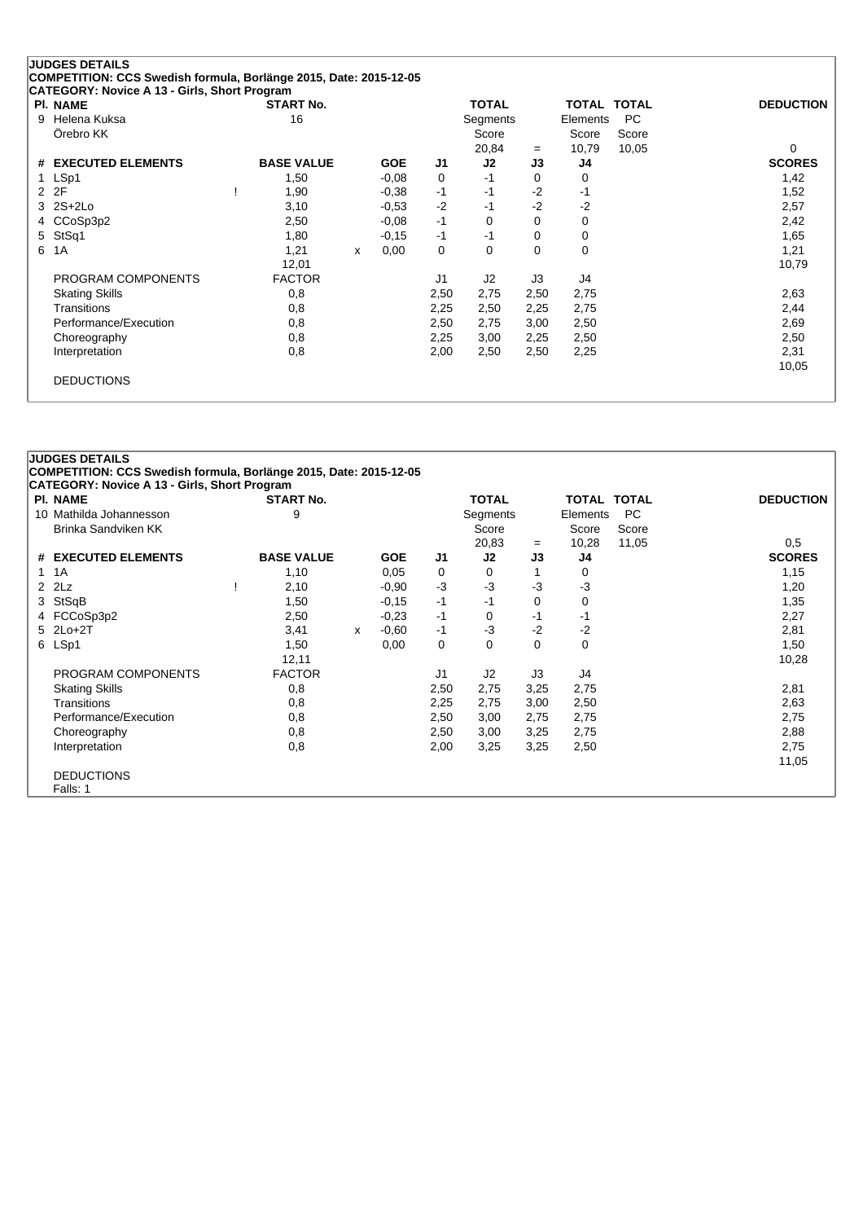## JUDGES DETAILS

**COMPETITION: CCS Swedish formula, Borlänge 2015, Date: 2015-12-05**

**CATEGORY: Novice A 13 - Girls, Short Program**

| Pl. | NAME | START No. | TOTAL Segments Score | = | TOTAL Elements Score | TOTAL PC Score | DEDUCTION |
|---|---|---|---|---|---|---|---|
| 9 | Helena Kuksa, Örebro KK | 16 | 20,84 | = | 10,79 | 10,05 | 0 |

| # | EXECUTED ELEMENTS | | BASE VALUE | | GOE | J1 | J2 | J3 | J4 | SCORES |
|---|---|---|---|---|---|---|---|---|---|---|
| 1 | LSp1 | | 1,50 | | -0,08 | 0 | -1 | 0 | 0 | 1,42 |
| 2 | 2F | ! | 1,90 | | -0,38 | -1 | -1 | -2 | -1 | 1,52 |
| 3 | 2S+2Lo | | 3,10 | | -0,53 | -2 | -1 | -2 | -2 | 2,57 |
| 4 | CCoSp3p2 | | 2,50 | | -0,08 | -1 | 0 | 0 | 0 | 2,42 |
| 5 | StSq1 | | 1,80 | | -0,15 | -1 | -1 | 0 | 0 | 1,65 |
| 6 | 1A | | 1,21 | x | 0,00 | 0 | 0 | 0 | 0 | 1,21 |
| | | | 12,01 | | | | | | | 10,79 |

| PROGRAM COMPONENTS | FACTOR | J1 | J2 | J3 | J4 | SCORES |
|---|---|---|---|---|---|---|
| Skating Skills | 0,8 | 2,50 | 2,75 | 2,50 | 2,75 | 2,63 |
| Transitions | 0,8 | 2,25 | 2,50 | 2,25 | 2,75 | 2,44 |
| Performance/Execution | 0,8 | 2,50 | 2,75 | 3,00 | 2,50 | 2,69 |
| Choreography | 0,8 | 2,25 | 3,00 | 2,25 | 2,50 | 2,50 |
| Interpretation | 0,8 | 2,00 | 2,50 | 2,50 | 2,25 | 2,31 |
| | | | | | | 10,05 |

DEDUCTIONS

## JUDGES DETAILS

**COMPETITION: CCS Swedish formula, Borlänge 2015, Date: 2015-12-05**

**CATEGORY: Novice A 13 - Girls, Short Program**

| Pl. | NAME | START No. | TOTAL Segments Score | = | TOTAL Elements Score | TOTAL PC Score | DEDUCTION |
|---|---|---|---|---|---|---|---|
| 10 | Mathilda Johannesson, Brinka Sandviken KK | 9 | 20,83 | = | 10,28 | 11,05 | 0,5 |

| # | EXECUTED ELEMENTS | | BASE VALUE | | GOE | J1 | J2 | J3 | J4 | SCORES |
|---|---|---|---|---|---|---|---|---|---|---|
| 1 | 1A | | 1,10 | | 0,05 | 0 | 0 | 1 | 0 | 1,15 |
| 2 | 2Lz | ! | 2,10 | | -0,90 | -3 | -3 | -3 | -3 | 1,20 |
| 3 | StSqB | | 1,50 | | -0,15 | -1 | -1 | 0 | 0 | 1,35 |
| 4 | FCCoSp3p2 | | 2,50 | | -0,23 | -1 | 0 | -1 | -1 | 2,27 |
| 5 | 2Lo+2T | | 3,41 | x | -0,60 | -1 | -3 | -2 | -2 | 2,81 |
| 6 | LSp1 | | 1,50 | | 0,00 | 0 | 0 | 0 | 0 | 1,50 |
| | | | 12,11 | | | | | | | 10,28 |

| PROGRAM COMPONENTS | FACTOR | J1 | J2 | J3 | J4 | SCORES |
|---|---|---|---|---|---|---|
| Skating Skills | 0,8 | 2,50 | 2,75 | 3,25 | 2,75 | 2,81 |
| Transitions | 0,8 | 2,25 | 2,75 | 3,00 | 2,50 | 2,63 |
| Performance/Execution | 0,8 | 2,50 | 3,00 | 2,75 | 2,75 | 2,75 |
| Choreography | 0,8 | 2,50 | 3,00 | 3,25 | 2,75 | 2,88 |
| Interpretation | 0,8 | 2,00 | 3,25 | 3,25 | 2,50 | 2,75 |
| | | | | | | 11,05 |

DEDUCTIONS

Falls: 1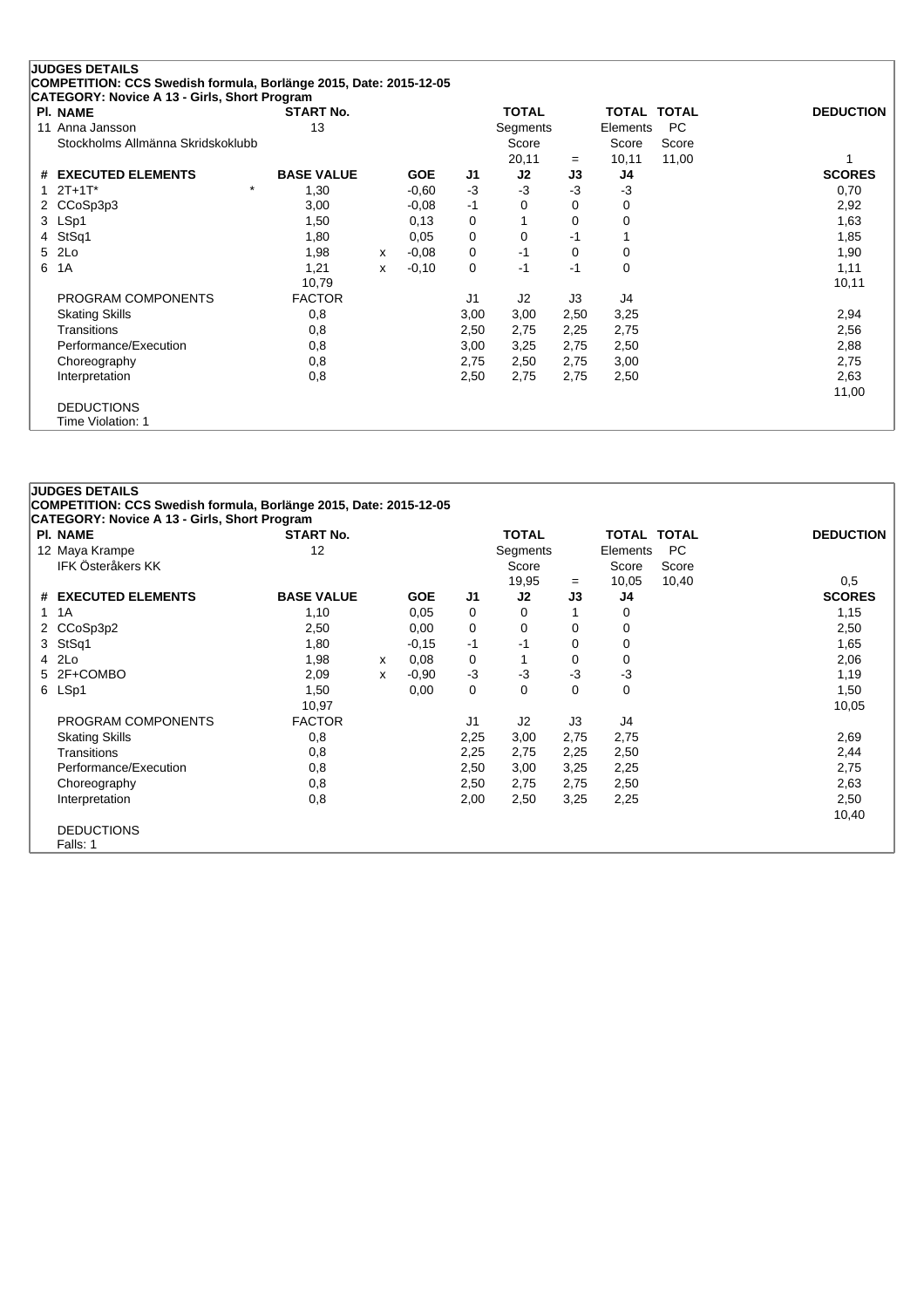## JUDGES DETAILS

**COMPETITION: CCS Swedish formula, Borlänge 2015, Date: 2015-12-05**

**CATEGORY: Novice A 13 - Girls, Short Program**

| Pl. NAME | START No. | TOTAL Segments Score | | TOTAL Elements Score | TOTAL PC Score | DEDUCTION |
|---|---|---|---|---|---|---|
| 11 Anna Jansson | 13 | 20,11 | = | 10,11 | 11,00 | 1 |
| Stockholms Allmänna Skridskoklubb | | | | | | |

| # | EXECUTED ELEMENTS | | BASE VALUE | | GOE | J1 | J2 | J3 | J4 | SCORES |
|---|---|---|---|---|---|---|---|---|---|---|
| 1 | 2T+1T* | * | 1,30 | | -0,60 | -3 | -3 | -3 | -3 | 0,70 |
| 2 | CCoSp3p3 | | 3,00 | | -0,08 | -1 | 0 | 0 | 0 | 2,92 |
| 3 | LSp1 | | 1,50 | | 0,13 | 0 | 1 | 0 | 0 | 1,63 |
| 4 | StSq1 | | 1,80 | | 0,05 | 0 | 0 | -1 | 1 | 1,85 |
| 5 | 2Lo | | 1,98 | x | -0,08 | 0 | -1 | 0 | 0 | 1,90 |
| 6 | 1A | | 1,21 | x | -0,10 | 0 | -1 | -1 | 0 | 1,11 |
| | | | 10,79 | | | | | | | 10,11 |

| PROGRAM COMPONENTS | FACTOR | J1 | J2 | J3 | J4 | SCORES |
|---|---|---|---|---|---|---|
| Skating Skills | 0,8 | 3,00 | 3,00 | 2,50 | 3,25 | 2,94 |
| Transitions | 0,8 | 2,50 | 2,75 | 2,25 | 2,75 | 2,56 |
| Performance/Execution | 0,8 | 3,00 | 3,25 | 2,75 | 2,50 | 2,88 |
| Choreography | 0,8 | 2,75 | 2,50 | 2,75 | 3,00 | 2,75 |
| Interpretation | 0,8 | 2,50 | 2,75 | 2,75 | 2,50 | 2,63 |
| | | | | | | 11,00 |

DEDUCTIONS

Time Violation: 1

## JUDGES DETAILS

**COMPETITION: CCS Swedish formula, Borlänge 2015, Date: 2015-12-05**

**CATEGORY: Novice A 13 - Girls, Short Program**

| Pl. NAME | START No. | TOTAL Segments Score | | TOTAL Elements Score | TOTAL PC Score | DEDUCTION |
|---|---|---|---|---|---|---|
| 12 Maya Krampe | 12 | 19,95 | = | 10,05 | 10,40 | 0,5 |
| IFK Österåkers KK | | | | | | |

| # | EXECUTED ELEMENTS | BASE VALUE | | GOE | J1 | J2 | J3 | J4 | SCORES |
|---|---|---|---|---|---|---|---|---|---|
| 1 | 1A | 1,10 | | 0,05 | 0 | 0 | 1 | 0 | 1,15 |
| 2 | CCoSp3p2 | 2,50 | | 0,00 | 0 | 0 | 0 | 0 | 2,50 |
| 3 | StSq1 | 1,80 | | -0,15 | -1 | -1 | 0 | 0 | 1,65 |
| 4 | 2Lo | 1,98 | x | 0,08 | 0 | 1 | 0 | 0 | 2,06 |
| 5 | 2F+COMBO | 2,09 | x | -0,90 | -3 | -3 | -3 | -3 | 1,19 |
| 6 | LSp1 | 1,50 | | 0,00 | 0 | 0 | 0 | 0 | 1,50 |
| | | 10,97 | | | | | | | 10,05 |

| PROGRAM COMPONENTS | FACTOR | J1 | J2 | J3 | J4 | SCORES |
|---|---|---|---|---|---|---|
| Skating Skills | 0,8 | 2,25 | 3,00 | 2,75 | 2,75 | 2,69 |
| Transitions | 0,8 | 2,25 | 2,75 | 2,25 | 2,50 | 2,44 |
| Performance/Execution | 0,8 | 2,50 | 3,00 | 3,25 | 2,25 | 2,75 |
| Choreography | 0,8 | 2,50 | 2,75 | 2,75 | 2,50 | 2,63 |
| Interpretation | 0,8 | 2,00 | 2,50 | 3,25 | 2,25 | 2,50 |
| | | | | | | 10,40 |

DEDUCTIONS

Falls: 1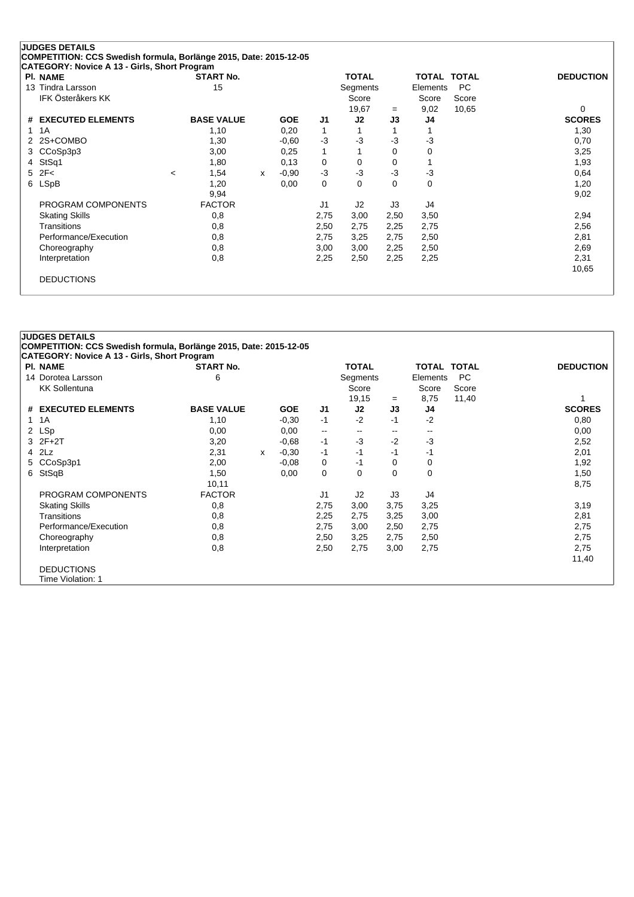**JUDGES DETAILS**
**COMPETITION: CCS Swedish formula, Borlänge 2015, Date: 2015-12-05**
**CATEGORY: Novice A 13 - Girls, Short Program**

| Pl. | NAME | START No. | TOTAL Segments Score | = | TOTAL Elements Score | TOTAL PC Score | DEDUCTION |
|---|---|---|---|---|---|---|---|
| 13 | Tindra Larsson<br>IFK Österåkers KK | 15 | 19,67 | = | 9,02 | 10,65 | 0 |

| # | EXECUTED ELEMENTS | | BASE VALUE | | GOE | J1 | J2 | J3 | J4 | SCORES |
|---|---|---|---|---|---|---|---|---|---|---|
| 1 | 1A | | 1,10 | | 0,20 | 1 | 1 | 1 | 1 | 1,30 |
| 2 | 2S+COMBO | | 1,30 | | -0,60 | -3 | -3 | -3 | -3 | 0,70 |
| 3 | CCoSp3p3 | | 3,00 | | 0,25 | 1 | 1 | 0 | 0 | 3,25 |
| 4 | StSq1 | | 1,80 | | 0,13 | 0 | 0 | 0 | 1 | 1,93 |
| 5 | 2F< | < | 1,54 | x | -0,90 | -3 | -3 | -3 | -3 | 0,64 |
| 6 | LSpB | | 1,20 | | 0,00 | 0 | 0 | 0 | 0 | 1,20 |
| | | | 9,94 | | | | | | | 9,02 |

| PROGRAM COMPONENTS | FACTOR | J1 | J2 | J3 | J4 | |
|---|---|---|---|---|---|---|
| Skating Skills | 0,8 | 2,75 | 3,00 | 2,50 | 3,50 | 2,94 |
| Transitions | 0,8 | 2,50 | 2,75 | 2,25 | 2,75 | 2,56 |
| Performance/Execution | 0,8 | 2,75 | 3,25 | 2,75 | 2,50 | 2,81 |
| Choreography | 0,8 | 3,00 | 3,00 | 2,25 | 2,50 | 2,69 |
| Interpretation | 0,8 | 2,25 | 2,50 | 2,25 | 2,25 | 2,31 |
| | | | | | | 10,65 |

DEDUCTIONS

**JUDGES DETAILS**
**COMPETITION: CCS Swedish formula, Borlänge 2015, Date: 2015-12-05**
**CATEGORY: Novice A 13 - Girls, Short Program**

| Pl. | NAME | START No. | TOTAL Segments Score | = | TOTAL Elements Score | TOTAL PC Score | DEDUCTION |
|---|---|---|---|---|---|---|---|
| 14 | Dorotea Larsson<br>KK Sollentuna | 6 | 19,15 | = | 8,75 | 11,40 | 1 |

| # | EXECUTED ELEMENTS | | BASE VALUE | | GOE | J1 | J2 | J3 | J4 | SCORES |
|---|---|---|---|---|---|---|---|---|---|---|
| 1 | 1A | | 1,10 | | -0,30 | -1 | -2 | -1 | -2 | 0,80 |
| 2 | LSp | | 0,00 | | 0,00 | -- | -- | -- | -- | 0,00 |
| 3 | 2F+2T | | 3,20 | | -0,68 | -1 | -3 | -2 | -3 | 2,52 |
| 4 | 2Lz | | 2,31 | x | -0,30 | -1 | -1 | -1 | -1 | 2,01 |
| 5 | CCoSp3p1 | | 2,00 | | -0,08 | 0 | -1 | 0 | 0 | 1,92 |
| 6 | StSqB | | 1,50 | | 0,00 | 0 | 0 | 0 | 0 | 1,50 |
| | | | 10,11 | | | | | | | 8,75 |

| PROGRAM COMPONENTS | FACTOR | J1 | J2 | J3 | J4 | |
|---|---|---|---|---|---|---|
| Skating Skills | 0,8 | 2,75 | 3,00 | 3,75 | 3,25 | 3,19 |
| Transitions | 0,8 | 2,25 | 2,75 | 3,25 | 3,00 | 2,81 |
| Performance/Execution | 0,8 | 2,75 | 3,00 | 2,50 | 2,75 | 2,75 |
| Choreography | 0,8 | 2,50 | 3,25 | 2,75 | 2,50 | 2,75 |
| Interpretation | 0,8 | 2,50 | 2,75 | 3,00 | 2,75 | 2,75 |
| | | | | | | 11,40 |

DEDUCTIONS
Time Violation: 1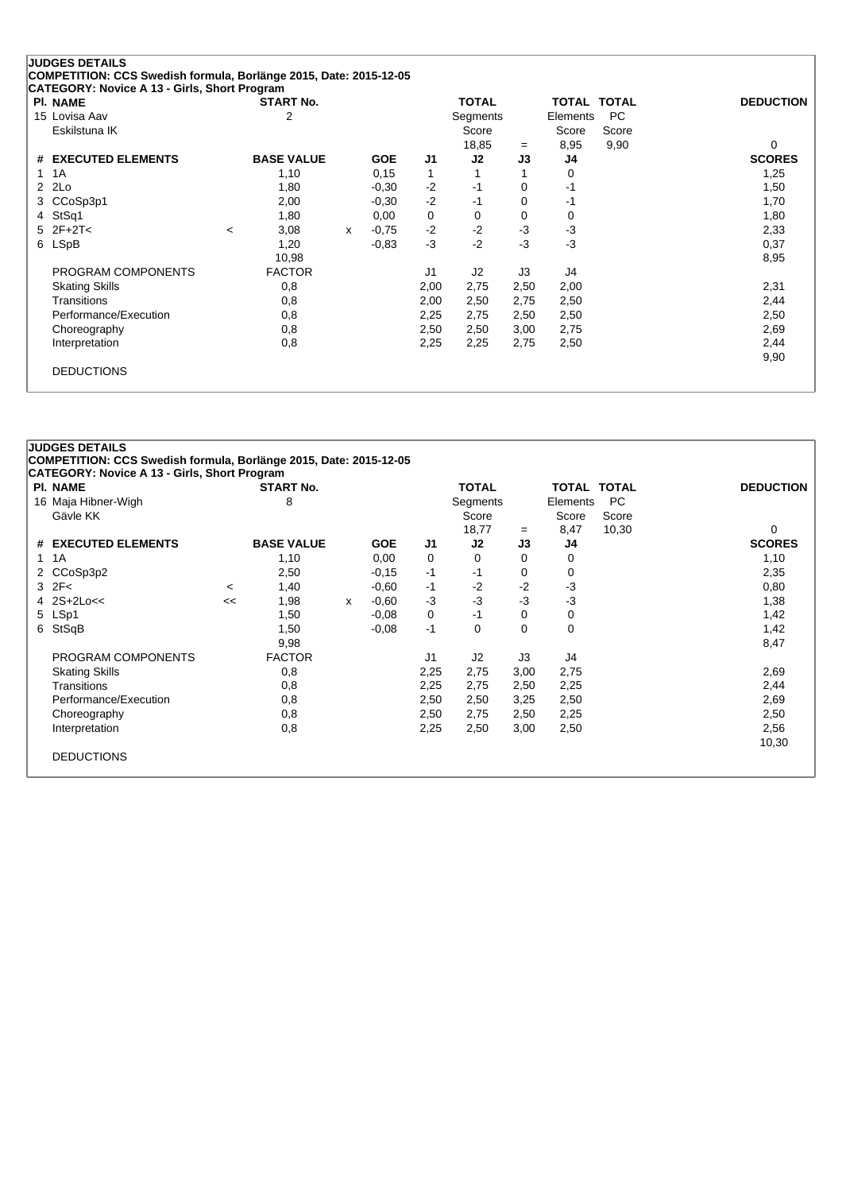**JUDGES DETAILS**

**COMPETITION: CCS Swedish formula, Borlänge 2015, Date: 2015-12-05**

**CATEGORY: Novice A 13 - Girls, Short Program**

| Pl. | NAME | START No. | TOTAL Segments Score | = | TOTAL Elements Score | TOTAL PC Score | DEDUCTION |
|---|---|---|---|---|---|---|---|
| 15 | Lovisa Aav<br>Eskilstuna IK | 2 | 18,85 | = | 8,95 | 9,90 | 0 |

| # | EXECUTED ELEMENTS | | BASE VALUE | | GOE | J1 | J2 | J3 | J4 | SCORES |
|---|---|---|---|---|---|---|---|---|---|---|
| 1 | 1A | | 1,10 | | 0,15 | 1 | 1 | 1 | 0 | 1,25 |
| 2 | 2Lo | | 1,80 | | -0,30 | -2 | -1 | 0 | -1 | 1,50 |
| 3 | CCoSp3p1 | | 2,00 | | -0,30 | -2 | -1 | 0 | -1 | 1,70 |
| 4 | StSq1 | | 1,80 | | 0,00 | 0 | 0 | 0 | 0 | 1,80 |
| 5 | 2F+2T< | < | 3,08 | x | -0,75 | -2 | -2 | -3 | -3 | 2,33 |
| 6 | LSpB | | 1,20 | | -0,83 | -3 | -2 | -3 | -3 | 0,37 |
| | | | 10,98 | | | | | | | 8,95 |

| PROGRAM COMPONENTS | FACTOR | J1 | J2 | J3 | J4 | |
|---|---|---|---|---|---|---|
| Skating Skills | 0,8 | 2,00 | 2,75 | 2,50 | 2,00 | 2,31 |
| Transitions | 0,8 | 2,00 | 2,50 | 2,75 | 2,50 | 2,44 |
| Performance/Execution | 0,8 | 2,25 | 2,75 | 2,50 | 2,50 | 2,50 |
| Choreography | 0,8 | 2,50 | 2,50 | 3,00 | 2,75 | 2,69 |
| Interpretation | 0,8 | 2,25 | 2,25 | 2,75 | 2,50 | 2,44 |
| | | | | | | 9,90 |

DEDUCTIONS

**JUDGES DETAILS**

**COMPETITION: CCS Swedish formula, Borlänge 2015, Date: 2015-12-05**

**CATEGORY: Novice A 13 - Girls, Short Program**

| Pl. | NAME | START No. | TOTAL Segments Score | = | TOTAL Elements Score | TOTAL PC Score | DEDUCTION |
|---|---|---|---|---|---|---|---|
| 16 | Maja Hibner-Wigh<br>Gävle KK | 8 | 18,77 | = | 8,47 | 10,30 | 0 |

| # | EXECUTED ELEMENTS | | BASE VALUE | | GOE | J1 | J2 | J3 | J4 | SCORES |
|---|---|---|---|---|---|---|---|---|---|---|
| 1 | 1A | | 1,10 | | 0,00 | 0 | 0 | 0 | 0 | 1,10 |
| 2 | CCoSp3p2 | | 2,50 | | -0,15 | -1 | -1 | 0 | 0 | 2,35 |
| 3 | 2F< | < | 1,40 | | -0,60 | -1 | -2 | -2 | -3 | 0,80 |
| 4 | 2S+2Lo<< | << | 1,98 | x | -0,60 | -3 | -3 | -3 | -3 | 1,38 |
| 5 | LSp1 | | 1,50 | | -0,08 | 0 | -1 | 0 | 0 | 1,42 |
| 6 | StSqB | | 1,50 | | -0,08 | -1 | 0 | 0 | 0 | 1,42 |
| | | | 9,98 | | | | | | | 8,47 |

| PROGRAM COMPONENTS | FACTOR | J1 | J2 | J3 | J4 | |
|---|---|---|---|---|---|---|
| Skating Skills | 0,8 | 2,25 | 2,75 | 3,00 | 2,75 | 2,69 |
| Transitions | 0,8 | 2,25 | 2,75 | 2,50 | 2,25 | 2,44 |
| Performance/Execution | 0,8 | 2,50 | 2,50 | 3,25 | 2,50 | 2,69 |
| Choreography | 0,8 | 2,50 | 2,75 | 2,50 | 2,25 | 2,50 |
| Interpretation | 0,8 | 2,25 | 2,50 | 3,00 | 2,50 | 2,56 |
| | | | | | | 10,30 |

DEDUCTIONS